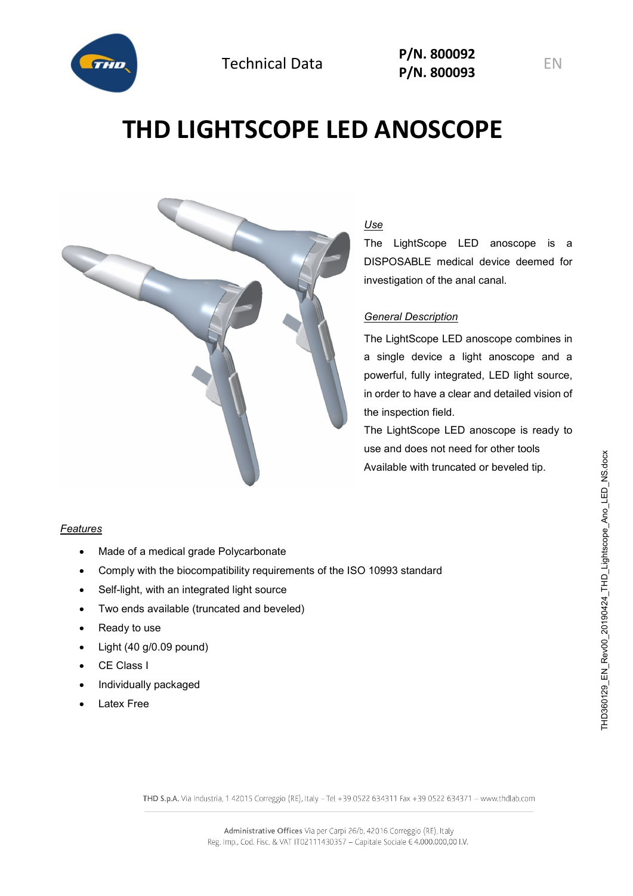Technical Data

**P/N. 800092**
**P/N. 800093**

EN

# THD LIGHTSCOPE LED ANOSCOPE

*Use*

The LightScope LED anoscope is a DISPOSABLE medical device deemed for investigation of the anal canal.

*General Description*

The LightScope LED anoscope combines in a single device a light anoscope and a powerful, fully integrated, LED light source, in order to have a clear and detailed vision of the inspection field.

The LightScope LED anoscope is ready to use and does not need for other tools

Available with truncated or beveled tip.

*Features*

- Made of a medical grade Polycarbonate
- Comply with the biocompatibility requirements of the ISO 10993 standard
- Self-light, with an integrated light source
- Two ends available (truncated and beveled)
- Ready to use
- Light (40 g/0.09 pound)
- CE Class I
- Individually packaged
- Latex Free

THD360129_EN_Rev00_20190424_THD_Lightscope_Ano_LED_NS.docx

THD S.p.A. Via Industria, 1 42015 Correggio (RE), Italy – Tel +39 0522 634311 Fax +39 0522 634371 – www.thdlab.com

Administrative Offices Via per Carpi 26/b, 42016 Correggio (RE), Italy
Reg. Imp., Cod. Fisc. & VAT IT02111430357 – Capitale Sociale € 4.000.000,00 I.V.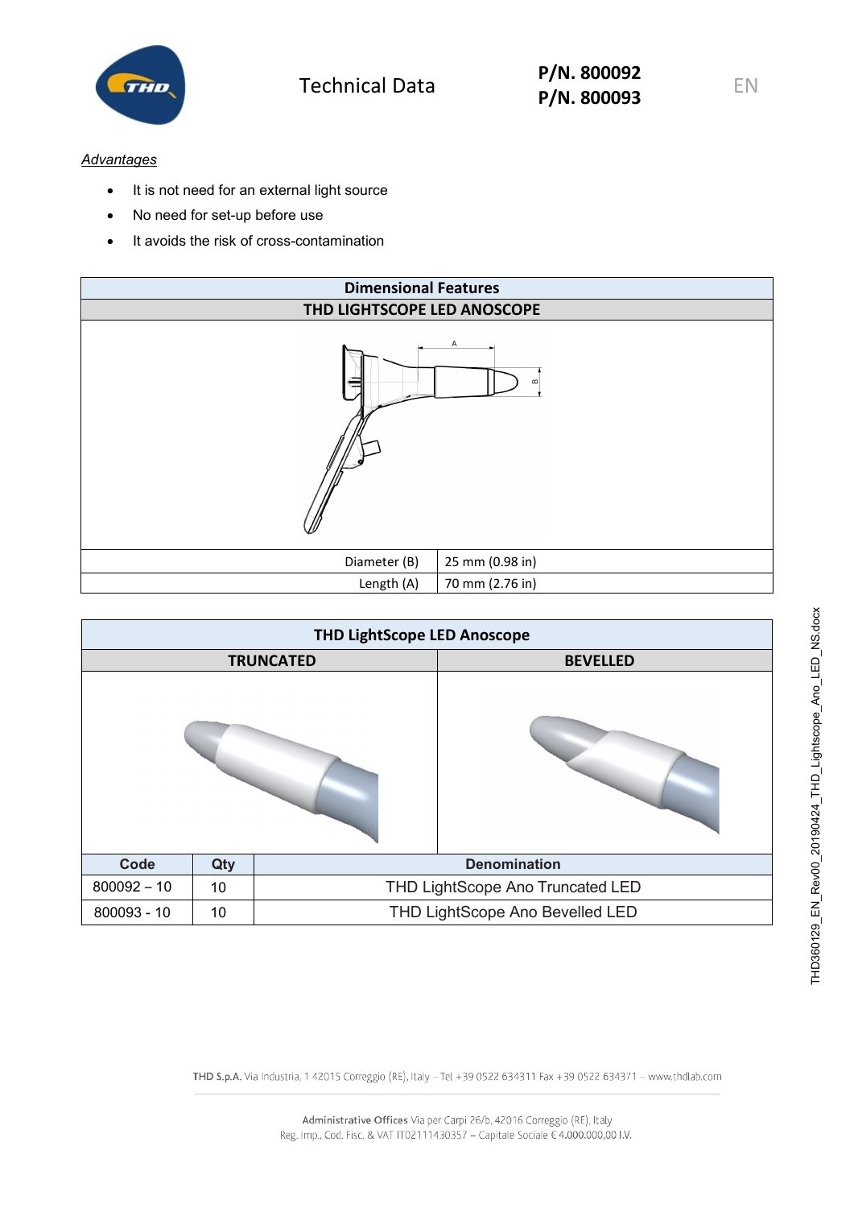Technical Data

**P/N. 800092**
**P/N. 800093**

EN

*Advantages*

- It is not need for an external light source
- No need for set-up before use
- It avoids the risk of cross-contamination

| Dimensional Features | |
|---|---|
| **THD LIGHTSCOPE LED ANOSCOPE** | |
| Diameter (B) | 25 mm (0.98 in) |
| Length (A) | 70 mm (2.76 in) |

| THD LightScope LED Anoscope | | |
|---|---|---|
| **TRUNCATED** | | **BEVELLED** |
| **Code** | **Qty** | **Denomination** |
| 800092 – 10 | 10 | THD LightScope Ano Truncated LED |
| 800093 - 10 | 10 | THD LightScope Ano Bevelled LED |

THD360129_EN_Rev00_20190424_THD_Lightscope_Ano_LED_NS.docx

THD S.p.A. Via Industria, 1 42015 Correggio (RE), Italy – Tel +39 0522 634311 Fax +39 0522 634371 – www.thdlab.com

Administrative Offices Via per Carpi 26/b, 42016 Correggio (RE), Italy
Reg. Imp., Cod. Fisc. & VAT IT02111430357 – Capitale Sociale € 4.000.000,00 I.V.